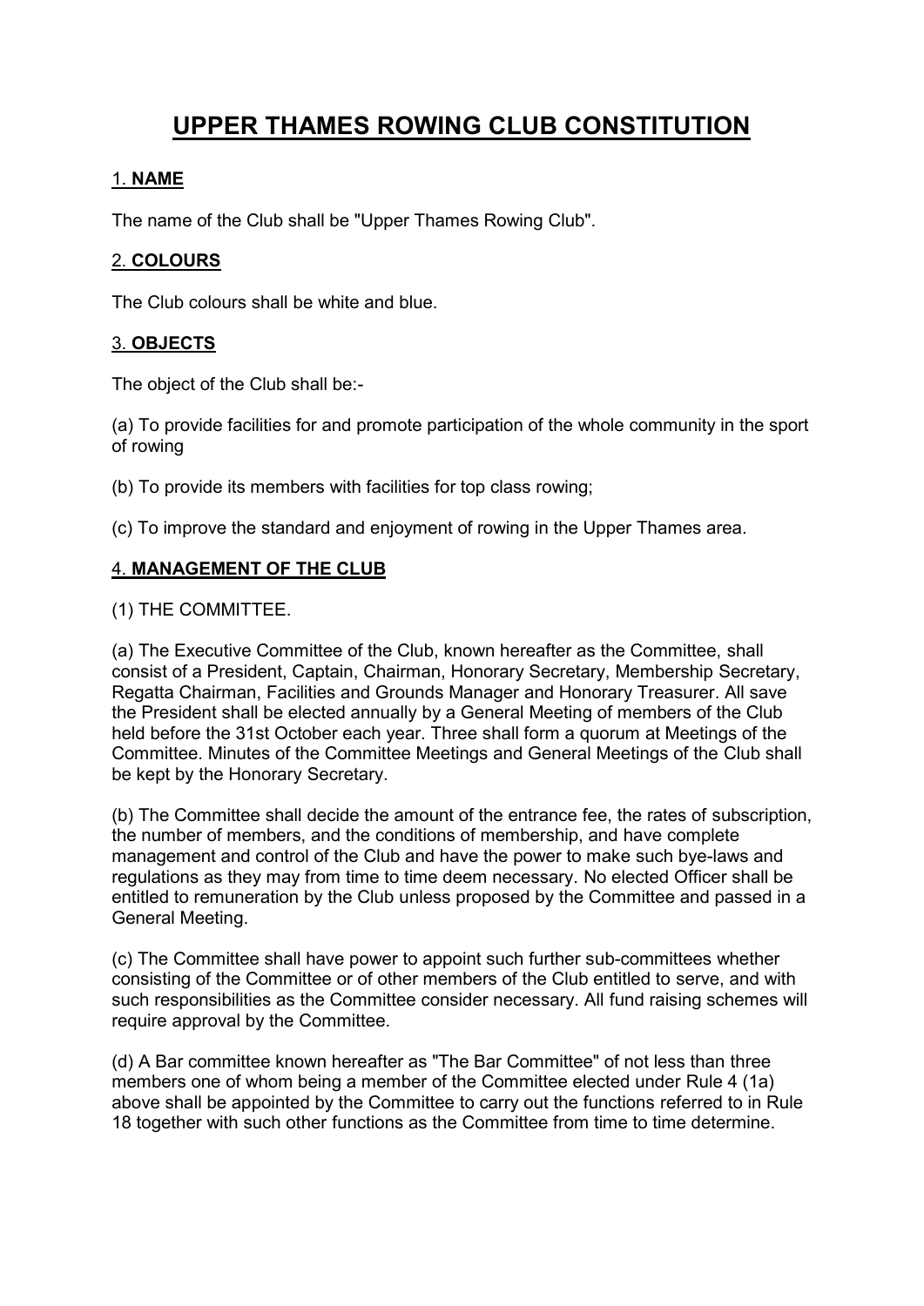# UPPER THAMES ROWING CLUB CONSTITUTION

## 1. NAME

The name of the Club shall be "Upper Thames Rowing Club".

## 2. COLOURS

The Club colours shall be white and blue.

## 3. OBJECTS

The object of the Club shall be:-

(a) To provide facilities for and promote participation of the whole community in the sport of rowing

(b) To provide its members with facilities for top class rowing;

(c) To improve the standard and enjoyment of rowing in the Upper Thames area.

## 4. MANAGEMENT OF THE CLUB

(1) THE COMMITTEE.

(a) The Executive Committee of the Club, known hereafter as the Committee, shall consist of a President, Captain, Chairman, Honorary Secretary, Membership Secretary, Regatta Chairman, Facilities and Grounds Manager and Honorary Treasurer. All save the President shall be elected annually by a General Meeting of members of the Club held before the 31st October each year. Three shall form a quorum at Meetings of the Committee. Minutes of the Committee Meetings and General Meetings of the Club shall be kept by the Honorary Secretary.

(b) The Committee shall decide the amount of the entrance fee, the rates of subscription, the number of members, and the conditions of membership, and have complete management and control of the Club and have the power to make such bye-laws and regulations as they may from time to time deem necessary. No elected Officer shall be entitled to remuneration by the Club unless proposed by the Committee and passed in a General Meeting.

(c) The Committee shall have power to appoint such further sub-committees whether consisting of the Committee or of other members of the Club entitled to serve, and with such responsibilities as the Committee consider necessary. All fund raising schemes will require approval by the Committee.

(d) A Bar committee known hereafter as "The Bar Committee" of not less than three members one of whom being a member of the Committee elected under Rule 4 (1a) above shall be appointed by the Committee to carry out the functions referred to in Rule 18 together with such other functions as the Committee from time to time determine.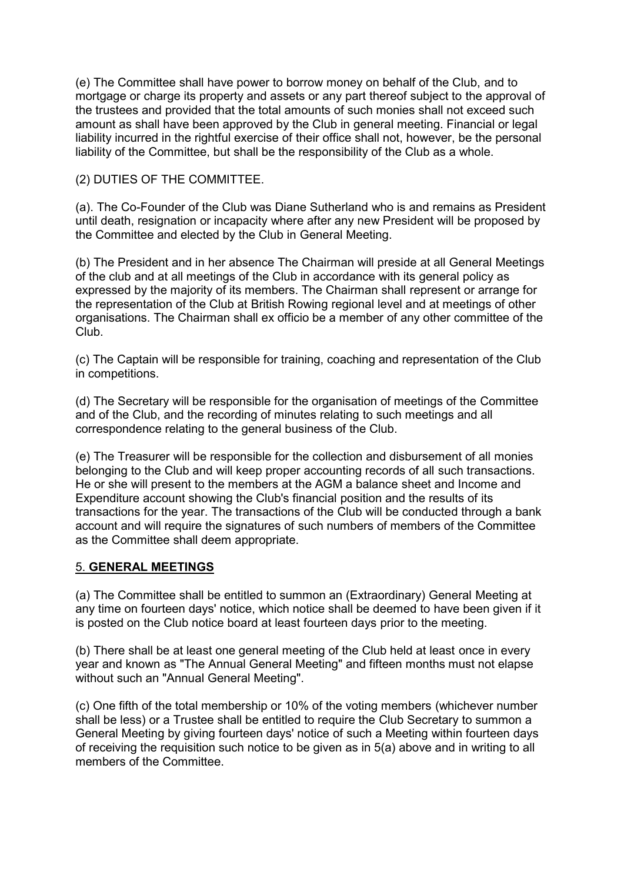(e) The Committee shall have power to borrow money on behalf of the Club, and to mortgage or charge its property and assets or any part thereof subject to the approval of the trustees and provided that the total amounts of such monies shall not exceed such amount as shall have been approved by the Club in general meeting. Financial or legal liability incurred in the rightful exercise of their office shall not, however, be the personal liability of the Committee, but shall be the responsibility of the Club as a whole.

(2) DUTIES OF THE COMMITTEE.

(a). The Co-Founder of the Club was Diane Sutherland who is and remains as President until death, resignation or incapacity where after any new President will be proposed by the Committee and elected by the Club in General Meeting.

(b) The President and in her absence The Chairman will preside at all General Meetings of the club and at all meetings of the Club in accordance with its general policy as expressed by the majority of its members. The Chairman shall represent or arrange for the representation of the Club at British Rowing regional level and at meetings of other organisations. The Chairman shall ex officio be a member of any other committee of the Club.

(c) The Captain will be responsible for training, coaching and representation of the Club in competitions.

(d) The Secretary will be responsible for the organisation of meetings of the Committee and of the Club, and the recording of minutes relating to such meetings and all correspondence relating to the general business of the Club.

(e) The Treasurer will be responsible for the collection and disbursement of all monies belonging to the Club and will keep proper accounting records of all such transactions. He or she will present to the members at the AGM a balance sheet and Income and Expenditure account showing the Club's financial position and the results of its transactions for the year. The transactions of the Club will be conducted through a bank account and will require the signatures of such numbers of members of the Committee as the Committee shall deem appropriate.

## 5. **GENERAL MEETINGS**

(a) The Committee shall be entitled to summon an (Extraordinary) General Meeting at any time on fourteen days' notice, which notice shall be deemed to have been given if it is posted on the Club notice board at least fourteen days prior to the meeting.

(b) There shall be at least one general meeting of the Club held at least once in every year and known as "The Annual General Meeting" and fifteen months must not elapse without such an "Annual General Meeting".

(c) One fifth of the total membership or 10% of the voting members (whichever number shall be less) or a Trustee shall be entitled to require the Club Secretary to summon a General Meeting by giving fourteen days' notice of such a Meeting within fourteen days of receiving the requisition such notice to be given as in 5(a) above and in writing to all members of the Committee.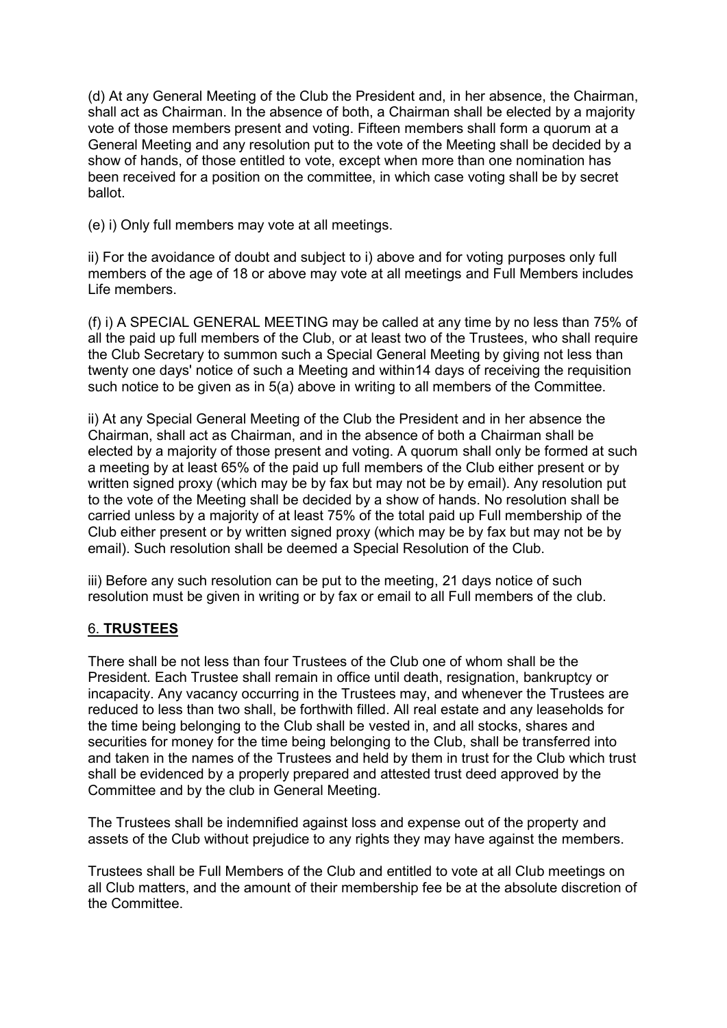(d) At any General Meeting of the Club the President and, in her absence, the Chairman, shall act as Chairman. In the absence of both, a Chairman shall be elected by a majority vote of those members present and voting. Fifteen members shall form a quorum at a General Meeting and any resolution put to the vote of the Meeting shall be decided by a show of hands, of those entitled to vote, except when more than one nomination has been received for a position on the committee, in which case voting shall be by secret ballot.

(e) i) Only full members may vote at all meetings.

ii) For the avoidance of doubt and subject to i) above and for voting purposes only full members of the age of 18 or above may vote at all meetings and Full Members includes Life members.

(f) i) A SPECIAL GENERAL MEETING may be called at any time by no less than 75% of all the paid up full members of the Club, or at least two of the Trustees, who shall require the Club Secretary to summon such a Special General Meeting by giving not less than twenty one days' notice of such a Meeting and within14 days of receiving the requisition such notice to be given as in 5(a) above in writing to all members of the Committee.

ii) At any Special General Meeting of the Club the President and in her absence the Chairman, shall act as Chairman, and in the absence of both a Chairman shall be elected by a majority of those present and voting. A quorum shall only be formed at such a meeting by at least 65% of the paid up full members of the Club either present or by written signed proxy (which may be by fax but may not be by email). Any resolution put to the vote of the Meeting shall be decided by a show of hands. No resolution shall be carried unless by a majority of at least 75% of the total paid up Full membership of the Club either present or by written signed proxy (which may be by fax but may not be by email). Such resolution shall be deemed a Special Resolution of the Club.

iii) Before any such resolution can be put to the meeting, 21 days notice of such resolution must be given in writing or by fax or email to all Full members of the club.

## 6. **TRUSTEES**

There shall be not less than four Trustees of the Club one of whom shall be the President. Each Trustee shall remain in office until death, resignation, bankruptcy or incapacity. Any vacancy occurring in the Trustees may, and whenever the Trustees are reduced to less than two shall, be forthwith filled. All real estate and any leaseholds for the time being belonging to the Club shall be vested in, and all stocks, shares and securities for money for the time being belonging to the Club, shall be transferred into and taken in the names of the Trustees and held by them in trust for the Club which trust shall be evidenced by a properly prepared and attested trust deed approved by the Committee and by the club in General Meeting.

The Trustees shall be indemnified against loss and expense out of the property and assets of the Club without prejudice to any rights they may have against the members.

Trustees shall be Full Members of the Club and entitled to vote at all Club meetings on all Club matters, and the amount of their membership fee be at the absolute discretion of the Committee.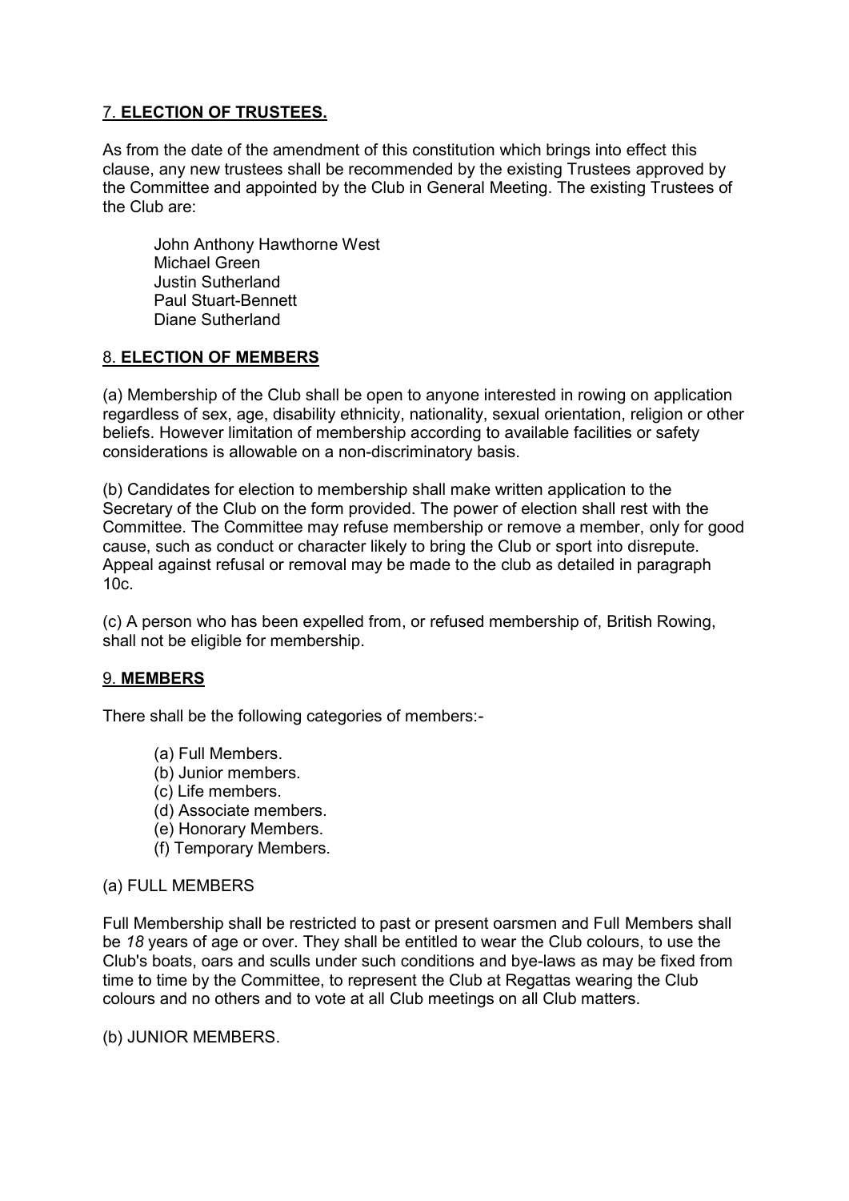## 7. **ELECTION OF TRUSTEES.**

As from the date of the amendment of this constitution which brings into effect this clause, any new trustees shall be recommended by the existing Trustees approved by the Committee and appointed by the Club in General Meeting. The existing Trustees of the Club are:

John Anthony Hawthorne West
Michael Green
Justin Sutherland
Paul Stuart-Bennett
Diane Sutherland

## 8. **ELECTION OF MEMBERS**

(a) Membership of the Club shall be open to anyone interested in rowing on application regardless of sex, age, disability ethnicity, nationality, sexual orientation, religion or other beliefs. However limitation of membership according to available facilities or safety considerations is allowable on a non-discriminatory basis.

(b) Candidates for election to membership shall make written application to the Secretary of the Club on the form provided. The power of election shall rest with the Committee. The Committee may refuse membership or remove a member, only for good cause, such as conduct or character likely to bring the Club or sport into disrepute. Appeal against refusal or removal may be made to the club as detailed in paragraph 10c.

(c) A person who has been expelled from, or refused membership of, British Rowing, shall not be eligible for membership.

## 9. **MEMBERS**

There shall be the following categories of members:-

(a) Full Members.
(b) Junior members.
(c) Life members.
(d) Associate members.
(e) Honorary Members.
(f) Temporary Members.

(a) FULL MEMBERS

Full Membership shall be restricted to past or present oarsmen and Full Members shall be *18* years of age or over. They shall be entitled to wear the Club colours, to use the Club's boats, oars and sculls under such conditions and bye-laws as may be fixed from time to time by the Committee, to represent the Club at Regattas wearing the Club colours and no others and to vote at all Club meetings on all Club matters.

(b) JUNIOR MEMBERS.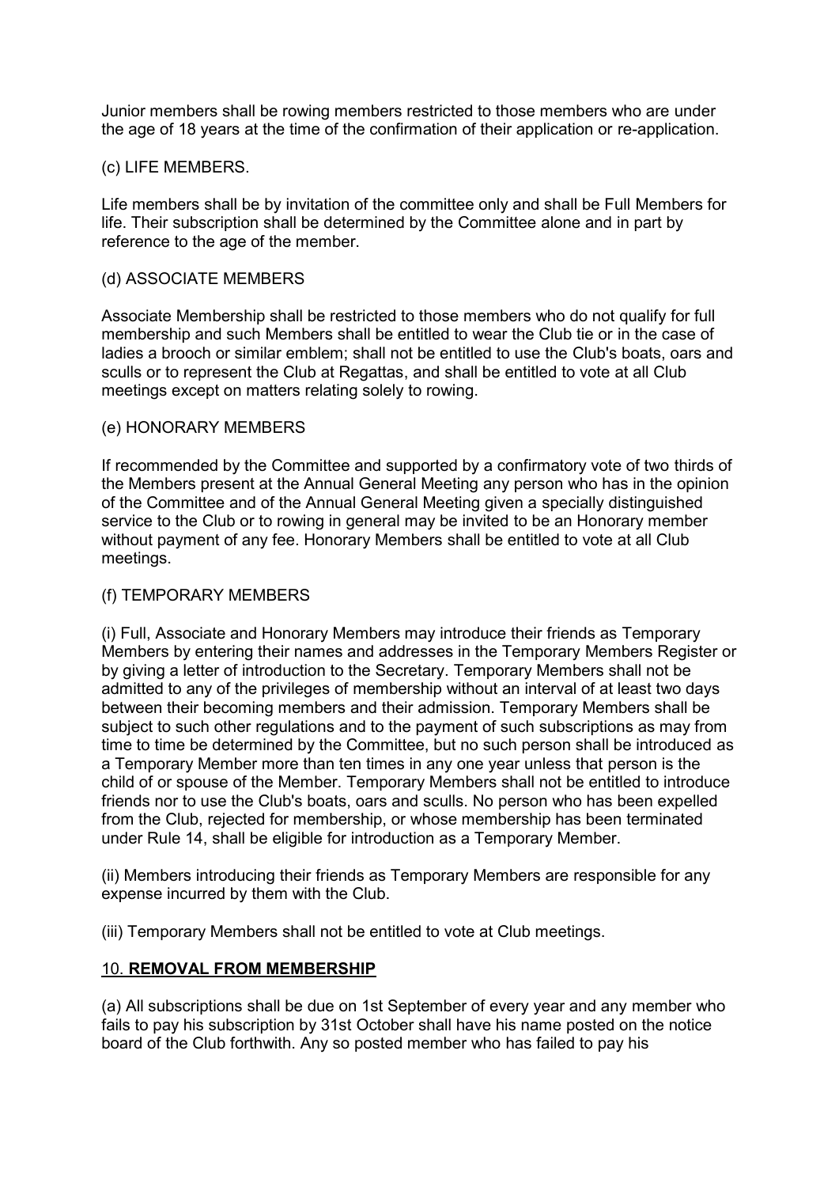Junior members shall be rowing members restricted to those members who are under the age of 18 years at the time of the confirmation of their application or re-application.

(c) LIFE MEMBERS.

Life members shall be by invitation of the committee only and shall be Full Members for life. Their subscription shall be determined by the Committee alone and in part by reference to the age of the member.

(d) ASSOCIATE MEMBERS

Associate Membership shall be restricted to those members who do not qualify for full membership and such Members shall be entitled to wear the Club tie or in the case of ladies a brooch or similar emblem; shall not be entitled to use the Club's boats, oars and sculls or to represent the Club at Regattas, and shall be entitled to vote at all Club meetings except on matters relating solely to rowing.

(e) HONORARY MEMBERS

If recommended by the Committee and supported by a confirmatory vote of two thirds of the Members present at the Annual General Meeting any person who has in the opinion of the Committee and of the Annual General Meeting given a specially distinguished service to the Club or to rowing in general may be invited to be an Honorary member without payment of any fee. Honorary Members shall be entitled to vote at all Club meetings.

(f) TEMPORARY MEMBERS

(i) Full, Associate and Honorary Members may introduce their friends as Temporary Members by entering their names and addresses in the Temporary Members Register or by giving a letter of introduction to the Secretary. Temporary Members shall not be admitted to any of the privileges of membership without an interval of at least two days between their becoming members and their admission. Temporary Members shall be subject to such other regulations and to the payment of such subscriptions as may from time to time be determined by the Committee, but no such person shall be introduced as a Temporary Member more than ten times in any one year unless that person is the child of or spouse of the Member. Temporary Members shall not be entitled to introduce friends nor to use the Club's boats, oars and sculls. No person who has been expelled from the Club, rejected for membership, or whose membership has been terminated under Rule 14, shall be eligible for introduction as a Temporary Member.

(ii) Members introducing their friends as Temporary Members are responsible for any expense incurred by them with the Club.

(iii) Temporary Members shall not be entitled to vote at Club meetings.

## 10. **REMOVAL FROM MEMBERSHIP**

(a) All subscriptions shall be due on 1st September of every year and any member who fails to pay his subscription by 31st October shall have his name posted on the notice board of the Club forthwith. Any so posted member who has failed to pay his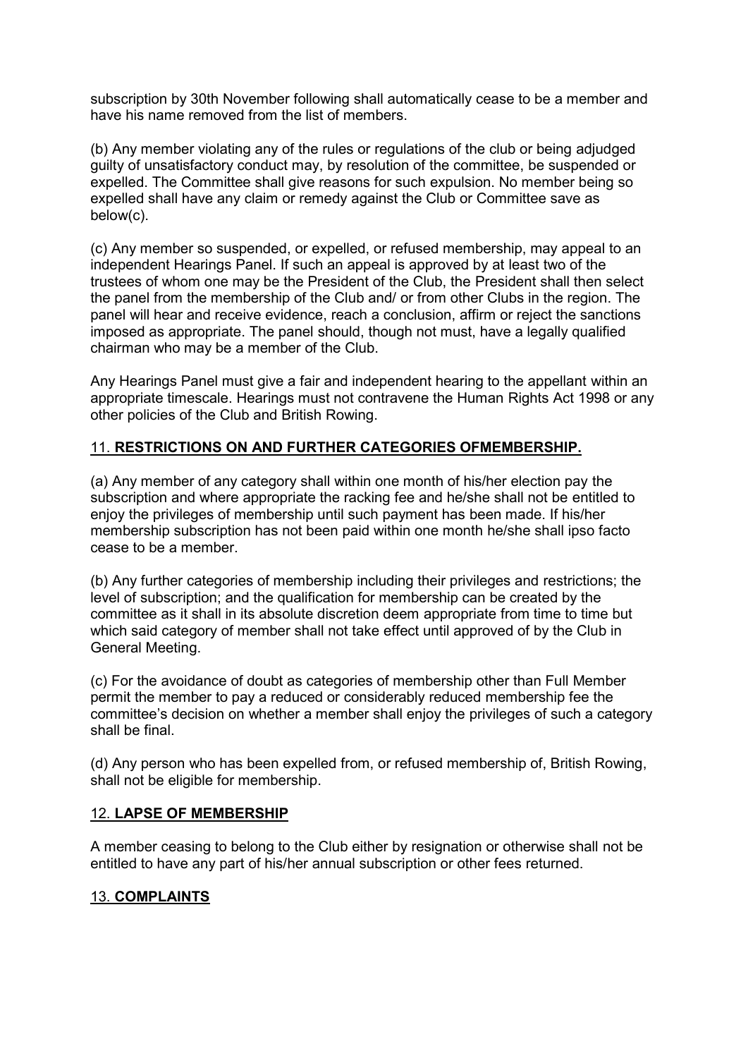subscription by 30th November following shall automatically cease to be a member and have his name removed from the list of members.

(b) Any member violating any of the rules or regulations of the club or being adjudged guilty of unsatisfactory conduct may, by resolution of the committee, be suspended or expelled. The Committee shall give reasons for such expulsion. No member being so expelled shall have any claim or remedy against the Club or Committee save as below(c).

(c) Any member so suspended, or expelled, or refused membership, may appeal to an independent Hearings Panel. If such an appeal is approved by at least two of the trustees of whom one may be the President of the Club, the President shall then select the panel from the membership of the Club and/ or from other Clubs in the region. The panel will hear and receive evidence, reach a conclusion, affirm or reject the sanctions imposed as appropriate. The panel should, though not must, have a legally qualified chairman who may be a member of the Club.

Any Hearings Panel must give a fair and independent hearing to the appellant within an appropriate timescale. Hearings must not contravene the Human Rights Act 1998 or any other policies of the Club and British Rowing.

## 11. **RESTRICTIONS ON AND FURTHER CATEGORIES OFMEMBERSHIP.**

(a) Any member of any category shall within one month of his/her election pay the subscription and where appropriate the racking fee and he/she shall not be entitled to enjoy the privileges of membership until such payment has been made. If his/her membership subscription has not been paid within one month he/she shall ipso facto cease to be a member.

(b) Any further categories of membership including their privileges and restrictions; the level of subscription; and the qualification for membership can be created by the committee as it shall in its absolute discretion deem appropriate from time to time but which said category of member shall not take effect until approved of by the Club in General Meeting.

(c) For the avoidance of doubt as categories of membership other than Full Member permit the member to pay a reduced or considerably reduced membership fee the committee's decision on whether a member shall enjoy the privileges of such a category shall be final.

(d) Any person who has been expelled from, or refused membership of, British Rowing, shall not be eligible for membership.

## 12. **LAPSE OF MEMBERSHIP**

A member ceasing to belong to the Club either by resignation or otherwise shall not be entitled to have any part of his/her annual subscription or other fees returned.

## 13. **COMPLAINTS**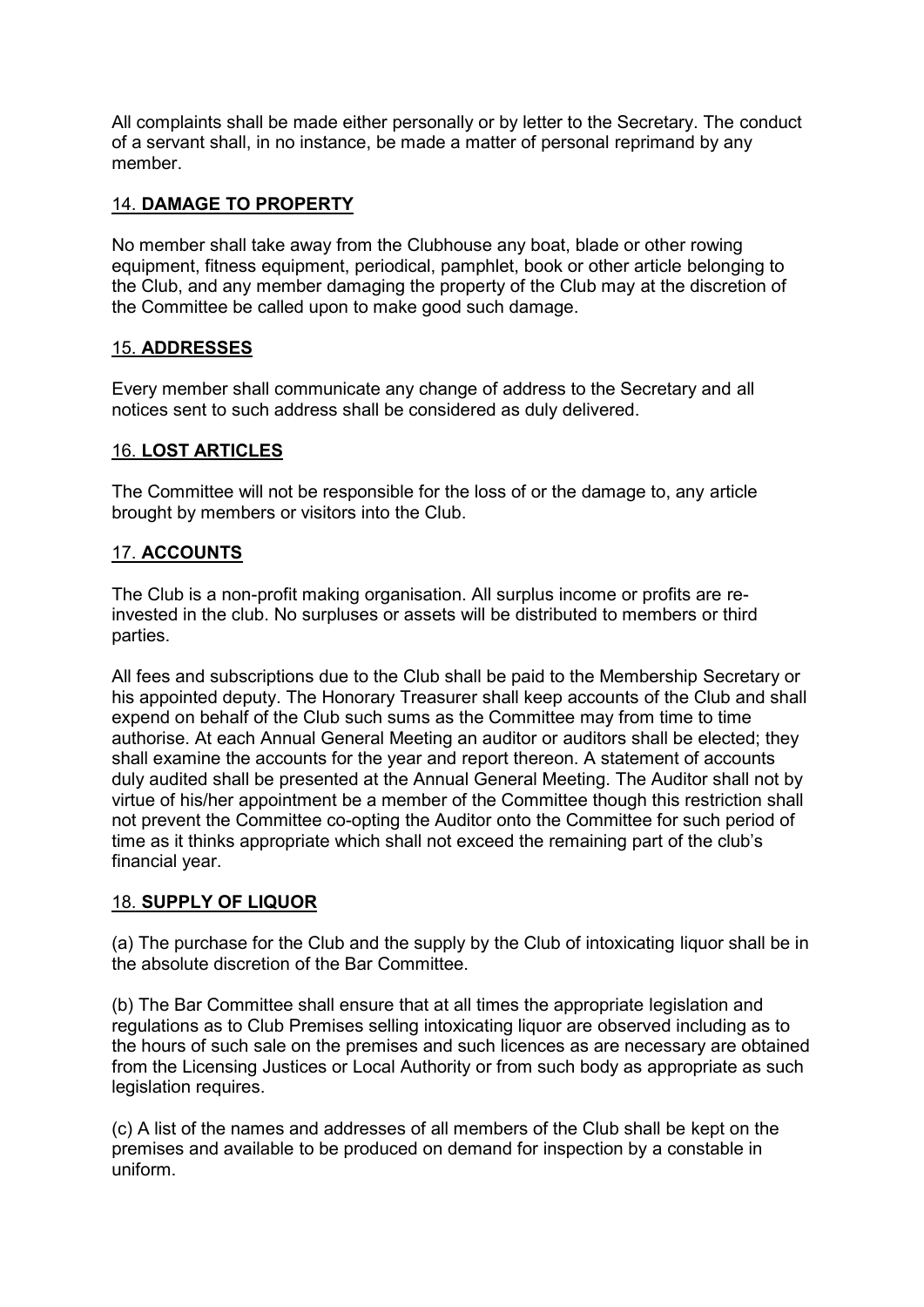All complaints shall be made either personally or by letter to the Secretary. The conduct of a servant shall, in no instance, be made a matter of personal reprimand by any member.

## 14. **DAMAGE TO PROPERTY**

No member shall take away from the Clubhouse any boat, blade or other rowing equipment, fitness equipment, periodical, pamphlet, book or other article belonging to the Club, and any member damaging the property of the Club may at the discretion of the Committee be called upon to make good such damage.

## 15. **ADDRESSES**

Every member shall communicate any change of address to the Secretary and all notices sent to such address shall be considered as duly delivered.

## 16. **LOST ARTICLES**

The Committee will not be responsible for the loss of or the damage to, any article brought by members or visitors into the Club.

## 17. **ACCOUNTS**

The Club is a non-profit making organisation. All surplus income or profits are re-invested in the club. No surpluses or assets will be distributed to members or third parties.

All fees and subscriptions due to the Club shall be paid to the Membership Secretary or his appointed deputy. The Honorary Treasurer shall keep accounts of the Club and shall expend on behalf of the Club such sums as the Committee may from time to time authorise. At each Annual General Meeting an auditor or auditors shall be elected; they shall examine the accounts for the year and report thereon. A statement of accounts duly audited shall be presented at the Annual General Meeting. The Auditor shall not by virtue of his/her appointment be a member of the Committee though this restriction shall not prevent the Committee co-opting the Auditor onto the Committee for such period of time as it thinks appropriate which shall not exceed the remaining part of the club's financial year.

## 18. **SUPPLY OF LIQUOR**

(a) The purchase for the Club and the supply by the Club of intoxicating liquor shall be in the absolute discretion of the Bar Committee.

(b) The Bar Committee shall ensure that at all times the appropriate legislation and regulations as to Club Premises selling intoxicating liquor are observed including as to the hours of such sale on the premises and such licences as are necessary are obtained from the Licensing Justices or Local Authority or from such body as appropriate as such legislation requires.

(c) A list of the names and addresses of all members of the Club shall be kept on the premises and available to be produced on demand for inspection by a constable in uniform.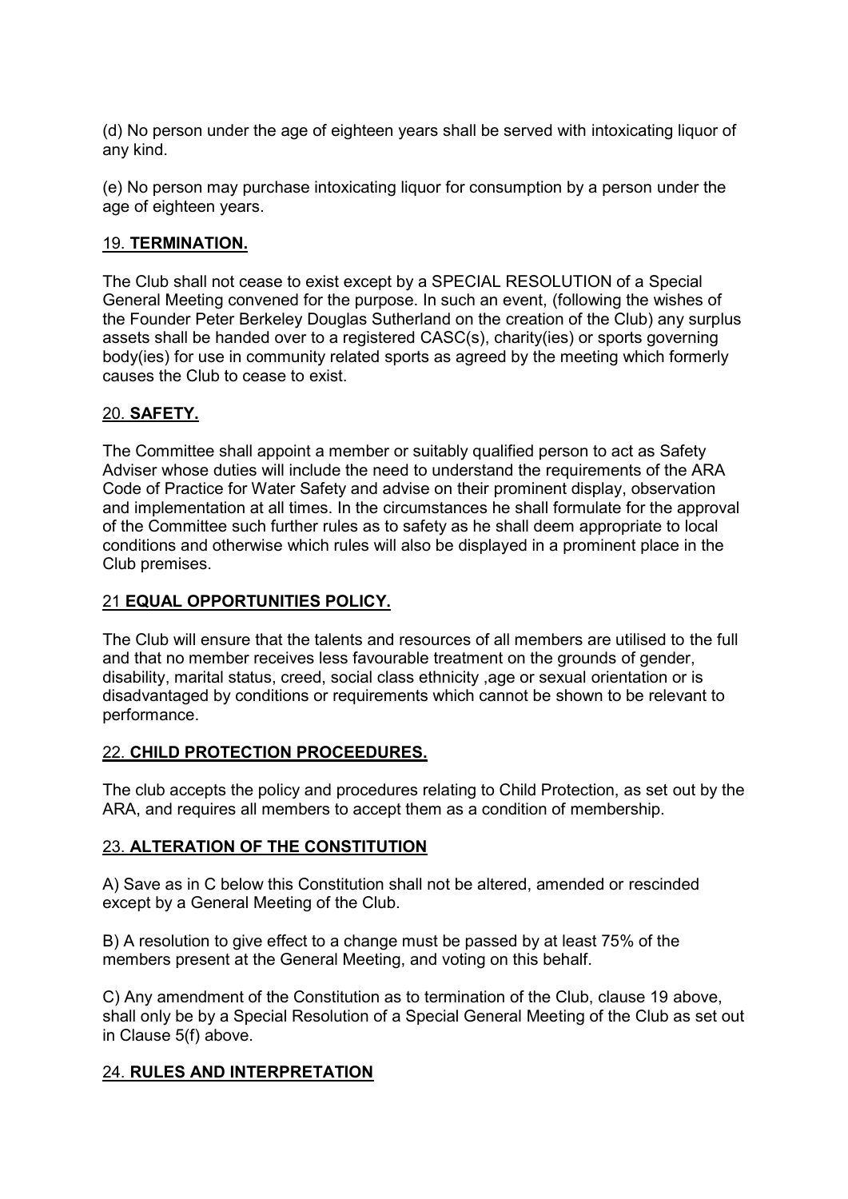(d) No person under the age of eighteen years shall be served with intoxicating liquor of any kind.

(e) No person may purchase intoxicating liquor for consumption by a person under the age of eighteen years.

## 19. **TERMINATION.**

The Club shall not cease to exist except by a SPECIAL RESOLUTION of a Special General Meeting convened for the purpose. In such an event, (following the wishes of the Founder Peter Berkeley Douglas Sutherland on the creation of the Club) any surplus assets shall be handed over to a registered CASC(s), charity(ies) or sports governing body(ies) for use in community related sports as agreed by the meeting which formerly causes the Club to cease to exist.

## 20. **SAFETY.**

The Committee shall appoint a member or suitably qualified person to act as Safety Adviser whose duties will include the need to understand the requirements of the ARA Code of Practice for Water Safety and advise on their prominent display, observation and implementation at all times. In the circumstances he shall formulate for the approval of the Committee such further rules as to safety as he shall deem appropriate to local conditions and otherwise which rules will also be displayed in a prominent place in the Club premises.

## 21 **EQUAL OPPORTUNITIES POLICY.**

The Club will ensure that the talents and resources of all members are utilised to the full and that no member receives less favourable treatment on the grounds of gender, disability, marital status, creed, social class ethnicity ,age or sexual orientation or is disadvantaged by conditions or requirements which cannot be shown to be relevant to performance.

## 22. **CHILD PROTECTION PROCEEDURES.**

The club accepts the policy and procedures relating to Child Protection, as set out by the ARA, and requires all members to accept them as a condition of membership.

## 23. **ALTERATION OF THE CONSTITUTION**

A) Save as in C below this Constitution shall not be altered, amended or rescinded except by a General Meeting of the Club.

B) A resolution to give effect to a change must be passed by at least 75% of the members present at the General Meeting, and voting on this behalf.

C) Any amendment of the Constitution as to termination of the Club, clause 19 above, shall only be by a Special Resolution of a Special General Meeting of the Club as set out in Clause 5(f) above.

## 24. **RULES AND INTERPRETATION**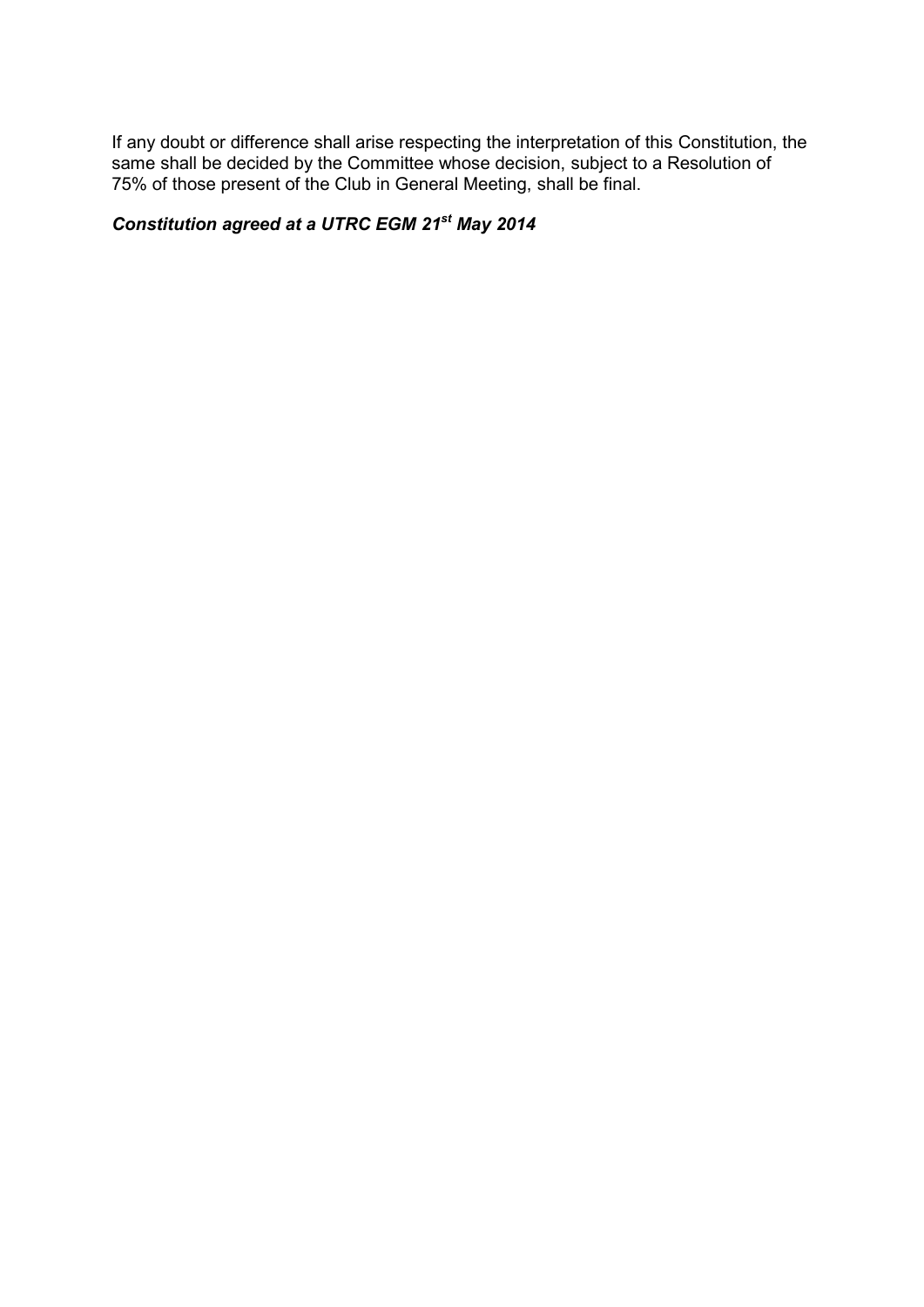If any doubt or difference shall arise respecting the interpretation of this Constitution, the same shall be decided by the Committee whose decision, subject to a Resolution of 75% of those present of the Club in General Meeting, shall be final.

***Constitution agreed at a UTRC EGM 21st May 2014***